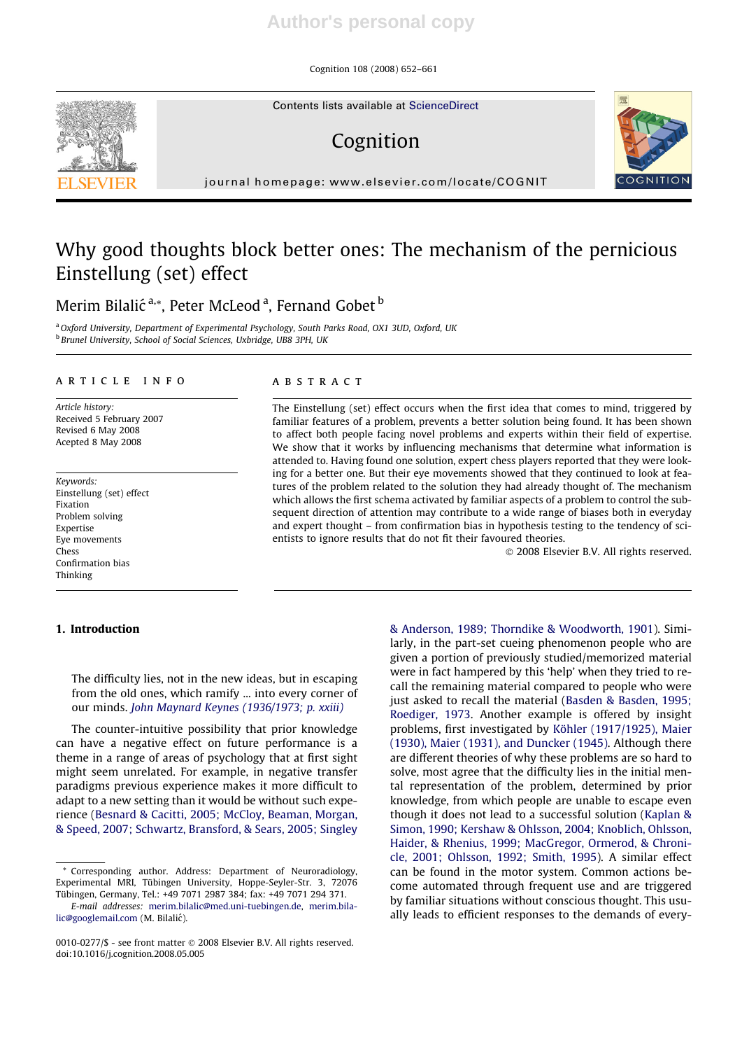# Why good thoughts block better ones: The mechanism of the pernicious Einstellung (set) effect

Merim Bilalić [a,*], Peter McLeod [a], Fernand Gobet [b]

[a] Oxford University, Department of Experimental Psychology, South Parks Road, OX1 3UD, Oxford, UK
[b] Brunel University, School of Social Sciences, Uxbridge, UB8 3PH, UK

## ARTICLE INFO

*Article history:*
Received 5 February 2007
Revised 6 May 2008
Accepted 8 May 2008

*Keywords:*
Einstellung (set) effect
Fixation
Problem solving
Expertise
Eye movements
Chess
Confirmation bias
Thinking

## ABSTRACT

The Einstellung (set) effect occurs when the first idea that comes to mind, triggered by familiar features of a problem, prevents a better solution being found. It has been shown to affect both people facing novel problems and experts within their field of expertise. We show that it works by influencing mechanisms that determine what information is attended to. Having found one solution, expert chess players reported that they were looking for a better one. But their eye movements showed that they continued to look at features of the problem related to the solution they had already thought of. The mechanism which allows the first schema activated by familiar aspects of a problem to control the subsequent direction of attention may contribute to a wide range of biases both in everyday and expert thought – from confirmation bias in hypothesis testing to the tendency of scientists to ignore results that do not fit their favoured theories.

© 2008 Elsevier B.V. All rights reserved.

## 1. Introduction

> The difficulty lies, not in the new ideas, but in escaping from the old ones, which ramify ... into every corner of our minds. *John Maynard Keynes (1936/1973; p. xxiii)*

The counter-intuitive possibility that prior knowledge can have a negative effect on future performance is a theme in a range of areas of psychology that at first sight might seem unrelated. For example, in negative transfer paradigms previous experience makes it more difficult to adapt to a new setting than it would be without such experience (Besnard & Cacitti, 2005; McCloy, Beaman, Morgan, & Speed, 2007; Schwartz, Bransford, & Sears, 2005; Singley & Anderson, 1989; Thorndike & Woodworth, 1901). Similarly, in the part-set cueing phenomenon people who are given a portion of previously studied/memorized material were in fact hampered by this 'help' when they tried to recall the remaining material compared to people who were just asked to recall the material (Basden & Basden, 1995; Roediger, 1973. Another example is offered by insight problems, first investigated by Köhler (1917/1925), Maier (1930), Maier (1931), and Duncker (1945). Although there are different theories of why these problems are so hard to solve, most agree that the difficulty lies in the initial mental representation of the problem, determined by prior knowledge, from which people are unable to escape even though it does not lead to a successful solution (Kaplan & Simon, 1990; Kershaw & Ohlsson, 2004; Knoblich, Ohlsson, Haider, & Rhenius, 1999; MacGregor, Ormerod, & Chronicle, 2001; Ohlsson, 1992; Smith, 1995). A similar effect can be found in the motor system. Common actions become automated through frequent use and are triggered by familiar situations without conscious thought. This usually leads to efficient responses to the demands of every-

\* Corresponding author. Address: Department of Neuroradiology, Experimental MRI, Tübingen University, Hoppe-Seyler-Str. 3, 72076 Tübingen, Germany, Tel.: +49 7071 2987 384; fax: +49 7071 294 371.
*E-mail addresses:* merim.bilalic@med.uni-tuebingen.de, merim.bilalic@googlemail.com (M. Bilalić).

0010-0277/$ - see front matter © 2008 Elsevier B.V. All rights reserved.
doi:10.1016/j.cognition.2008.05.005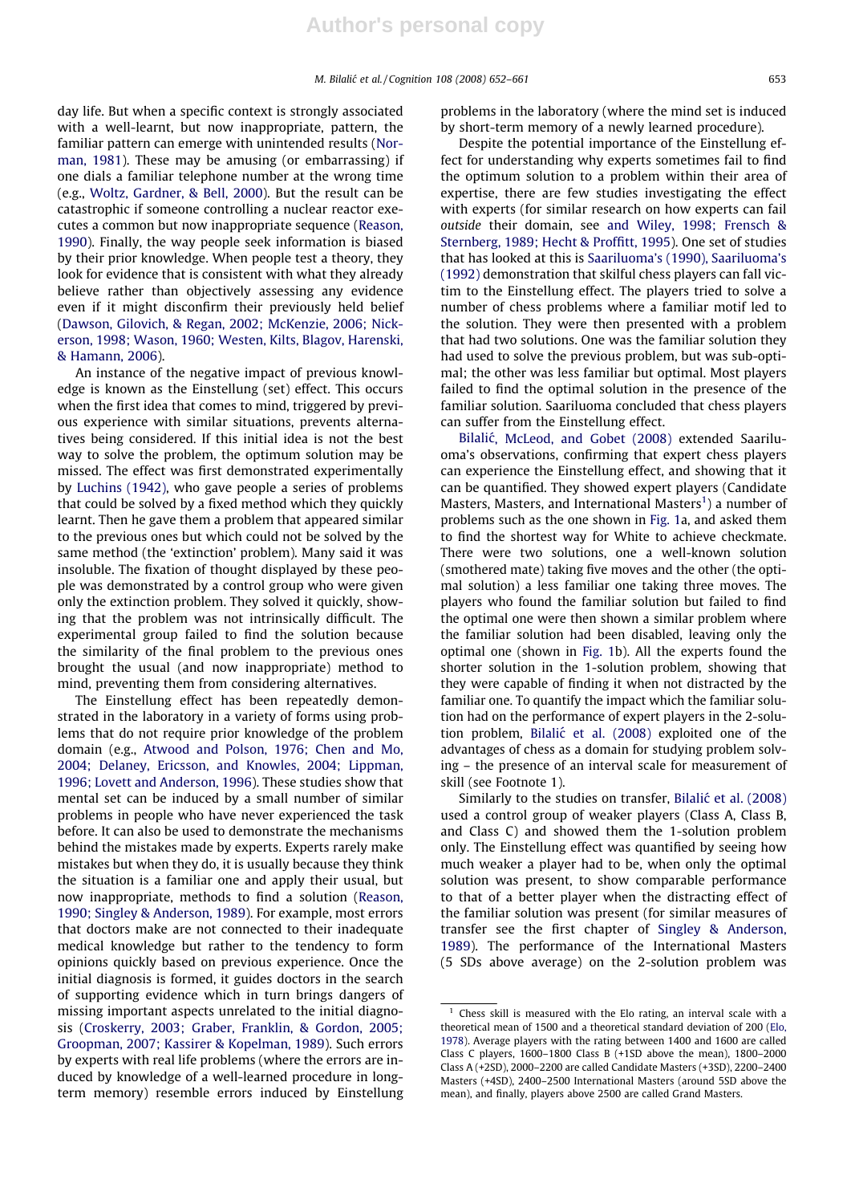day life. But when a specific context is strongly associated with a well-learnt, but now inappropriate, pattern, the familiar pattern can emerge with unintended results (Norman, 1981). These may be amusing (or embarrassing) if one dials a familiar telephone number at the wrong time (e.g., Woltz, Gardner, & Bell, 2000). But the result can be catastrophic if someone controlling a nuclear reactor executes a common but now inappropriate sequence (Reason, 1990). Finally, the way people seek information is biased by their prior knowledge. When people test a theory, they look for evidence that is consistent with what they already believe rather than objectively assessing any evidence even if it might disconfirm their previously held belief (Dawson, Gilovich, & Regan, 2002; McKenzie, 2006; Nickerson, 1998; Wason, 1960; Westen, Kilts, Blagov, Harenski, & Hamann, 2006).

An instance of the negative impact of previous knowledge is known as the Einstellung (set) effect. This occurs when the first idea that comes to mind, triggered by previous experience with similar situations, prevents alternatives being considered. If this initial idea is not the best way to solve the problem, the optimum solution may be missed. The effect was first demonstrated experimentally by Luchins (1942), who gave people a series of problems that could be solved by a fixed method which they quickly learnt. Then he gave them a problem that appeared similar to the previous ones but which could not be solved by the same method (the 'extinction' problem). Many said it was insoluble. The fixation of thought displayed by these people was demonstrated by a control group who were given only the extinction problem. They solved it quickly, showing that the problem was not intrinsically difficult. The experimental group failed to find the solution because the similarity of the final problem to the previous ones brought the usual (and now inappropriate) method to mind, preventing them from considering alternatives.

The Einstellung effect has been repeatedly demonstrated in the laboratory in a variety of forms using problems that do not require prior knowledge of the problem domain (e.g., Atwood and Polson, 1976; Chen and Mo, 2004; Delaney, Ericsson, and Knowles, 2004; Lippman, 1996; Lovett and Anderson, 1996). These studies show that mental set can be induced by a small number of similar problems in people who have never experienced the task before. It can also be used to demonstrate the mechanisms behind the mistakes made by experts. Experts rarely make mistakes but when they do, it is usually because they think the situation is a familiar one and apply their usual, but now inappropriate, methods to find a solution (Reason, 1990; Singley & Anderson, 1989). For example, most errors that doctors make are not connected to their inadequate medical knowledge but rather to the tendency to form opinions quickly based on previous experience. Once the initial diagnosis is formed, it guides doctors in the search of supporting evidence which in turn brings dangers of missing important aspects unrelated to the initial diagnosis (Croskerry, 2003; Graber, Franklin, & Gordon, 2005; Groopman, 2007; Kassirer & Kopelman, 1989). Such errors by experts with real life problems (where the errors are induced by knowledge of a well-learned procedure in long-term memory) resemble errors induced by Einstellung problems in the laboratory (where the mind set is induced by short-term memory of a newly learned procedure).

Despite the potential importance of the Einstellung effect for understanding why experts sometimes fail to find the optimum solution to a problem within their area of expertise, there are few studies investigating the effect with experts (for similar research on how experts can fail *outside* their domain, see and Wiley, 1998; Frensch & Sternberg, 1989; Hecht & Proffitt, 1995). One set of studies that has looked at this is Saariluoma's (1990), Saariluoma's (1992) demonstration that skilful chess players can fall victim to the Einstellung effect. The players tried to solve a number of chess problems where a familiar motif led to the solution. They were then presented with a problem that had two solutions. One was the familiar solution they had used to solve the previous problem, but was sub-optimal; the other was less familiar but optimal. Most players failed to find the optimal solution in the presence of the familiar solution. Saariluoma concluded that chess players can suffer from the Einstellung effect.

Bilalić, McLeod, and Gobet (2008) extended Saariluoma's observations, confirming that expert chess players can experience the Einstellung effect, and showing that it can be quantified. They showed expert players (Candidate Masters, Masters, and International Masters[1]) a number of problems such as the one shown in Fig. 1a, and asked them to find the shortest way for White to achieve checkmate. There were two solutions, one a well-known solution (smothered mate) taking five moves and the other (the optimal solution) a less familiar one taking three moves. The players who found the familiar solution but failed to find the optimal one were then shown a similar problem where the familiar solution had been disabled, leaving only the optimal one (shown in Fig. 1b). All the experts found the shorter solution in the 1-solution problem, showing that they were capable of finding it when not distracted by the familiar one. To quantify the impact which the familiar solution had on the performance of expert players in the 2-solution problem, Bilalić et al. (2008) exploited one of the advantages of chess as a domain for studying problem solving – the presence of an interval scale for measurement of skill (see Footnote 1).

Similarly to the studies on transfer, Bilalić et al. (2008) used a control group of weaker players (Class A, Class B, and Class C) and showed them the 1-solution problem only. The Einstellung effect was quantified by seeing how much weaker a player had to be, when only the optimal solution was present, to show comparable performance to that of a better player when the distracting effect of the familiar solution was present (for similar measures of transfer see the first chapter of Singley & Anderson, 1989). The performance of the International Masters (5 SDs above average) on the 2-solution problem was

[1] Chess skill is measured with the Elo rating, an interval scale with a theoretical mean of 1500 and a theoretical standard deviation of 200 (Elo, 1978). Average players with the rating between 1400 and 1600 are called Class C players, 1600–1800 Class B (+1SD above the mean), 1800–2000 Class A (+2SD), 2000–2200 are called Candidate Masters (+3SD), 2200–2400 Masters (+4SD), 2400–2500 International Masters (around 5SD above the mean), and finally, players above 2500 are called Grand Masters.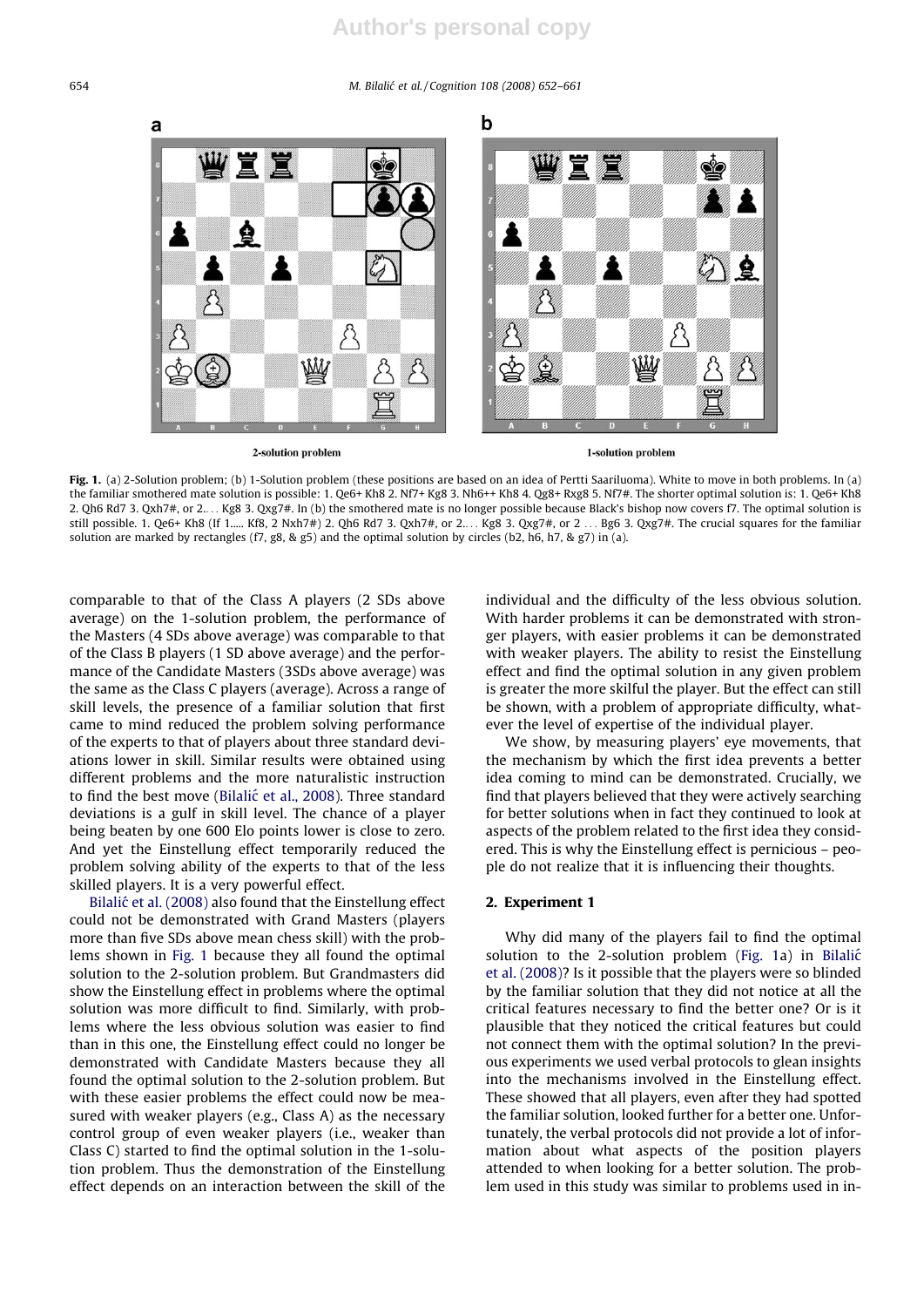a

b

2-solution problem

1-solution problem

**Fig. 1.** (a) 2-Solution problem; (b) 1-Solution problem (these positions are based on an idea of Pertti Saariluoma). White to move in both problems. In (a) the familiar smothered mate solution is possible: 1. Qe6+ Kh8 2. Nf7+ Kg8 3. Nh6++ Kh8 4. Qg8+ Rxg8 5. Nf7#. The shorter optimal solution is: 1. Qe6+ Kh8 2. Qh6 Rd7 3. Qxh7#, or 2.... Kg8 3. Qxg7#. In (b) the smothered mate is no longer possible because Black's bishop now covers f7. The optimal solution is still possible. 1. Qe6+ Kh8 (If 1..... Kf8, 2 Nxh7#) 2. Qh6 Rd7 3. Qxh7#, or 2.... Kg8 3. Qxg7#, or 2 ... Bg6 3. Qxg7#. The crucial squares for the familiar solution are marked by rectangles (f7, g8, & g5) and the optimal solution by circles (b2, h6, h7, & g7) in (a).

comparable to that of the Class A players (2 SDs above average) on the 1-solution problem, the performance of the Masters (4 SDs above average) was comparable to that of the Class B players (1 SD above average) and the performance of the Candidate Masters (3SDs above average) was the same as the Class C players (average). Across a range of skill levels, the presence of a familiar solution that first came to mind reduced the problem solving performance of the experts to that of players about three standard deviations lower in skill. Similar results were obtained using different problems and the more naturalistic instruction to find the best move (Bilalić et al., 2008). Three standard deviations is a gulf in skill level. The chance of a player being beaten by one 600 Elo points lower is close to zero. And yet the Einstellung effect temporarily reduced the problem solving ability of the experts to that of the less skilled players. It is a very powerful effect.

Bilalić et al. (2008) also found that the Einstellung effect could not be demonstrated with Grand Masters (players more than five SDs above mean chess skill) with the problems shown in Fig. 1 because they all found the optimal solution to the 2-solution problem. But Grandmasters did show the Einstellung effect in problems where the optimal solution was more difficult to find. Similarly, with problems where the less obvious solution was easier to find than in this one, the Einstellung effect could no longer be demonstrated with Candidate Masters because they all found the optimal solution to the 2-solution problem. But with these easier problems the effect could now be measured with weaker players (e.g., Class A) as the necessary control group of even weaker players (i.e., weaker than Class C) started to find the optimal solution in the 1-solution problem. Thus the demonstration of the Einstellung effect depends on an interaction between the skill of the individual and the difficulty of the less obvious solution. With harder problems it can be demonstrated with stronger players, with easier problems it can be demonstrated with weaker players. The ability to resist the Einstellung effect and find the optimal solution in any given problem is greater the more skilful the player. But the effect can still be shown, with a problem of appropriate difficulty, whatever the level of expertise of the individual player.

We show, by measuring players' eye movements, that the mechanism by which the first idea prevents a better idea coming to mind can be demonstrated. Crucially, we find that players believed that they were actively searching for better solutions when in fact they continued to look at aspects of the problem related to the first idea they considered. This is why the Einstellung effect is pernicious – people do not realize that it is influencing their thoughts.

## 2. Experiment 1

Why did many of the players fail to find the optimal solution to the 2-solution problem (Fig. 1a) in Bilalić et al. (2008)? Is it possible that the players were so blinded by the familiar solution that they did not notice at all the critical features necessary to find the better one? Or is it plausible that they noticed the critical features but could not connect them with the optimal solution? In the previous experiments we used verbal protocols to glean insights into the mechanisms involved in the Einstellung effect. These showed that all players, even after they had spotted the familiar solution, looked further for a better one. Unfortunately, the verbal protocols did not provide a lot of information about what aspects of the position players attended to when looking for a better solution. The problem used in this study was similar to problems used in in-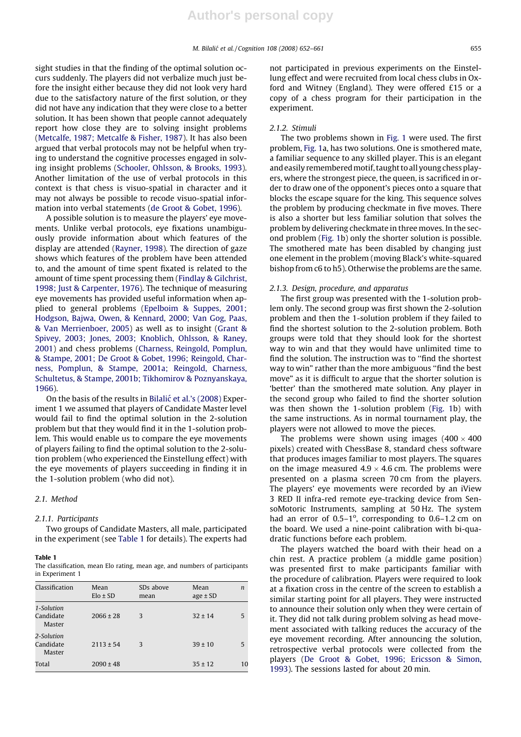sight studies in that the finding of the optimal solution occurs suddenly. The players did not verbalize much just before the insight either because they did not look very hard due to the satisfactory nature of the first solution, or they did not have any indication that they were close to a better solution. It has been shown that people cannot adequately report how close they are to solving insight problems (Metcalfe, 1987; Metcalfe & Fisher, 1987). It has also been argued that verbal protocols may not be helpful when trying to understand the cognitive processes engaged in solving insight problems (Schooler, Ohlsson, & Brooks, 1993). Another limitation of the use of verbal protocols in this context is that chess is visuo-spatial in character and it may not always be possible to recode visuo-spatial information into verbal statements (de Groot & Gobet, 1996).

A possible solution is to measure the players' eye movements. Unlike verbal protocols, eye fixations unambiguously provide information about which features of the display are attended (Rayner, 1998). The direction of gaze shows which features of the problem have been attended to, and the amount of time spent fixated is related to the amount of time spent processing them (Findlay & Gilchrist, 1998; Just & Carpenter, 1976). The technique of measuring eye movements has provided useful information when applied to general problems (Epelboim & Suppes, 2001; Hodgson, Bajwa, Owen, & Kennard, 2000; Van Gog, Paas, & Van Merrienboer, 2005) as well as to insight (Grant & Spivey, 2003; Jones, 2003; Knoblich, Ohlsson, & Raney, 2001) and chess problems (Charness, Reingold, Pomplun, & Stampe, 2001; De Groot & Gobet, 1996; Reingold, Charness, Pomplun, & Stampe, 2001a; Reingold, Charness, Schultetus, & Stampe, 2001b; Tikhomirov & Poznyanskaya, 1966).

On the basis of the results in Bilalić et al.'s (2008) Experiment 1 we assumed that players of Candidate Master level would fail to find the optimal solution in the 2-solution problem but that they would find it in the 1-solution problem. This would enable us to compare the eye movements of players failing to find the optimal solution to the 2-solution problem (who experienced the Einstellung effect) with the eye movements of players succeeding in finding it in the 1-solution problem (who did not).

## 2.1. Method

### 2.1.1. Participants

Two groups of Candidate Masters, all male, participated in the experiment (see Table 1 for details). The experts had not participated in previous experiments on the Einstellung effect and were recruited from local chess clubs in Oxford and Witney (England). They were offered £15 or a copy of a chess program for their participation in the experiment.

**Table 1**
The classification, mean Elo rating, mean age, and numbers of participants in Experiment 1

| Classification | Mean Elo ± SD | SDs above mean | Mean age ± SD | *n* |
|---|---|---|---|---|
| *1-Solution* Candidate Master | 2066 ± 28 | 3 | 32 ± 14 | 5 |
| *2-Solution* Candidate Master | 2113 ± 54 | 3 | 39 ± 10 | 5 |
| Total | 2090 ± 48 | | 35 ± 12 | 10 |

### 2.1.2. Stimuli

The two problems shown in Fig. 1 were used. The first problem, Fig. 1a, has two solutions. One is smothered mate, a familiar sequence to any skilled player. This is an elegant and easily remembered motif, taught to all young chess players, where the strongest piece, the queen, is sacrificed in order to draw one of the opponent's pieces onto a square that blocks the escape square for the king. This sequence solves the problem by producing checkmate in five moves. There is also a shorter but less familiar solution that solves the problem by delivering checkmate in three moves. In the second problem (Fig. 1b) only the shorter solution is possible. The smothered mate has been disabled by changing just one element in the problem (moving Black's white-squared bishop from c6 to h5). Otherwise the problems are the same.

### 2.1.3. Design, procedure, and apparatus

The first group was presented with the 1-solution problem only. The second group was first shown the 2-solution problem and then the 1-solution problem if they failed to find the shortest solution to the 2-solution problem. Both groups were told that they should look for the shortest way to win and that they would have unlimited time to find the solution. The instruction was to "find the shortest way to win" rather than the more ambiguous "find the best move" as it is difficult to argue that the shorter solution is 'better' than the smothered mate solution. Any player in the second group who failed to find the shorter solution was then shown the 1-solution problem (Fig. 1b) with the same instructions. As in normal tournament play, the players were not allowed to move the pieces.

The problems were shown using images (400 × 400 pixels) created with ChessBase 8, standard chess software that produces images familiar to most players. The squares on the image measured 4.9 × 4.6 cm. The problems were presented on a plasma screen 70 cm from the players. The players' eye movements were recorded by an iView 3 RED II infra-red remote eye-tracking device from SensoMotoric Instruments, sampling at 50 Hz. The system had an error of 0.5–1°, corresponding to 0.6–1.2 cm on the board. We used a nine-point calibration with bi-quadratic functions before each problem.

The players watched the board with their head on a chin rest. A practice problem (a middle game position) was presented first to make participants familiar with the procedure of calibration. Players were required to look at a fixation cross in the centre of the screen to establish a similar starting point for all players. They were instructed to announce their solution only when they were certain of it. They did not talk during problem solving as head movement associated with talking reduces the accuracy of the eye movement recording. After announcing the solution, retrospective verbal protocols were collected from the players (De Groot & Gobet, 1996; Ericsson & Simon, 1993). The sessions lasted for about 20 min.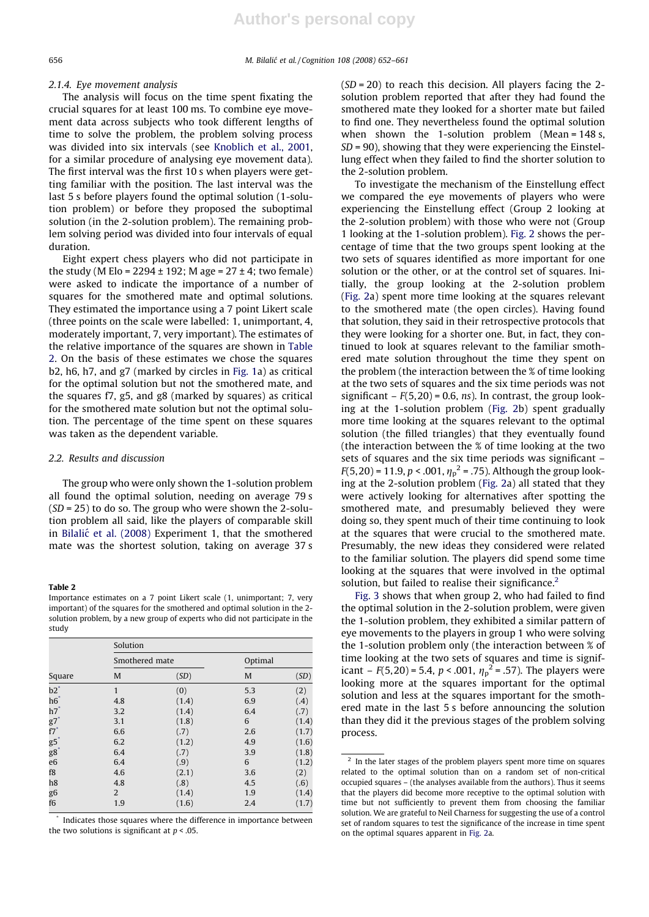### 2.1.4. Eye movement analysis

The analysis will focus on the time spent fixating the crucial squares for at least 100 ms. To combine eye movement data across subjects who took different lengths of time to solve the problem, the problem solving process was divided into six intervals (see Knoblich et al., 2001, for a similar procedure of analysing eye movement data). The first interval was the first 10 s when players were getting familiar with the position. The last interval was the last 5 s before players found the optimal solution (1-solution problem) or before they proposed the suboptimal solution (in the 2-solution problem). The remaining problem solving period was divided into four intervals of equal duration.

Eight expert chess players who did not participate in the study (M Elo = 2294 ± 192; M age = 27 ± 4; two female) were asked to indicate the importance of a number of squares for the smothered mate and optimal solutions. They estimated the importance using a 7 point Likert scale (three points on the scale were labelled: 1, unimportant, 4, moderately important, 7, very important). The estimates of the relative importance of the squares are shown in Table 2. On the basis of these estimates we chose the squares b2, h6, h7, and g7 (marked by circles in Fig. 1a) as critical for the optimal solution but not the smothered mate, and the squares f7, g5, and g8 (marked by squares) as critical for the smothered mate solution but not the optimal solution. The percentage of the time spent on these squares was taken as the dependent variable.

## 2.2. Results and discussion

The group who were only shown the 1-solution problem all found the optimal solution, needing on average 79 s (*SD* = 25) to do so. The group who were shown the 2-solution problem all said, like the players of comparable skill in Bilalić et al. (2008) Experiment 1, that the smothered mate was the shortest solution, taking on average 37 s (*SD* = 20) to reach this decision. All players facing the 2-solution problem reported that after they had found the smothered mate they looked for a shorter mate but failed to find one. They nevertheless found the optimal solution when shown the 1-solution problem (Mean = 148 s, *SD* = 90), showing that they were experiencing the Einstellung effect when they failed to find the shorter solution to the 2-solution problem.

To investigate the mechanism of the Einstellung effect we compared the eye movements of players who were experiencing the Einstellung effect (Group 2 looking at the 2-solution problem) with those who were not (Group 1 looking at the 1-solution problem). Fig. 2 shows the percentage of time that the two groups spent looking at the two sets of squares identified as more important for one solution or the other, or at the control set of squares. Initially, the group looking at the 2-solution problem (Fig. 2a) spent more time looking at the squares relevant to the smothered mate (the open circles). Having found that solution, they said in their retrospective protocols that they were looking for a shorter one. But, in fact, they continued to look at squares relevant to the familiar smothered mate solution throughout the time they spent on the problem (the interaction between the % of time looking at the two sets of squares and the six time periods was not significant – $F(5,20) = 0.6$, *ns*). In contrast, the group looking at the 1-solution problem (Fig. 2b) spent gradually more time looking at the squares relevant to the optimal solution (the filled triangles) that they eventually found (the interaction between the % of time looking at the two sets of squares and the six time periods was significant – $F(5,20) = 11.9$, $p < .001$, $\eta_p^2 = .75$). Although the group looking at the 2-solution problem (Fig. 2a) all stated that they were actively looking for alternatives after spotting the smothered mate, and presumably believed they were doing so, they spent much of their time continuing to look at the squares that were crucial to the smothered mate. Presumably, the new ideas they considered were related to the familiar solution. The players did spend some time looking at the squares that were involved in the optimal solution, but failed to realise their significance.[2]

Fig. 3 shows that when group 2, who had failed to find the optimal solution in the 2-solution problem, were given the 1-solution problem, they exhibited a similar pattern of eye movements to the players in group 1 who were solving the 1-solution problem only (the interaction between % of time looking at the two sets of squares and time is significant – $F(5,20) = 5.4$, $p < .001$, $\eta_p^2 = .57$). The players were looking more at the squares important for the optimal solution and less at the squares important for the smothered mate in the last 5 s before announcing the solution than they did it the previous stages of the problem solving process.

**Table 2**
Importance estimates on a 7 point Likert scale (1, unimportant; 7, very important) of the squares for the smothered and optimal solution in the 2-solution problem, by a new group of experts who did not participate in the study

| | Solution | | | |
|---|---|---|---|---|
| | Smothered mate | | Optimal | |
| Square | M | (*SD*) | M | (*SD*) |
| b2* | 1 | (0) | 5.3 | (2) |
| h6* | 4.8 | (1.4) | 6.9 | (.4) |
| h7* | 3.2 | (1.4) | 6.4 | (.7) |
| g7* | 3.1 | (1.8) | 6 | (1.4) |
| f7* | 6.6 | (.7) | 2.6 | (1.7) |
| g5* | 6.2 | (1.2) | 4.9 | (1.6) |
| g8* | 6.4 | (.7) | 3.9 | (1.8) |
| e6 | 6.4 | (.9) | 6 | (1.2) |
| f8 | 4.6 | (2.1) | 3.6 | (2) |
| h8 | 4.8 | (.8) | 4.5 | (.6) |
| g6 | 2 | (1.4) | 1.9 | (1.4) |
| f6 | 1.9 | (1.6) | 2.4 | (1.7) |

\* Indicates those squares where the difference in importance between the two solutions is significant at $p < .05$.

[2] In the later stages of the problem players spent more time on squares related to the optimal solution than on a random set of non-critical occupied squares – (the analyses available from the authors). Thus it seems that the players did become more receptive to the optimal solution with time but not sufficiently to prevent them from choosing the familiar solution. We are grateful to Neil Charness for suggesting the use of a control set of random squares to test the significance of the increase in time spent on the optimal squares apparent in Fig. 2a.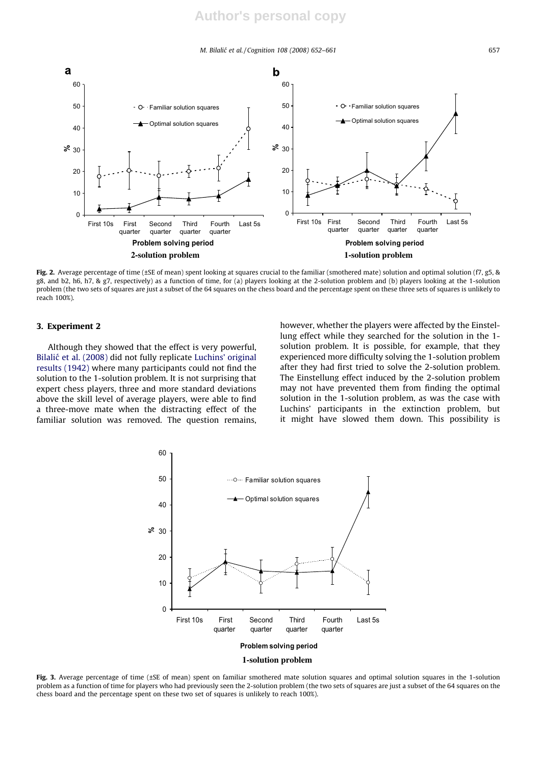**Fig. 2.** Average percentage of time (±SE of mean) spent looking at squares crucial to the familiar (smothered mate) solution and optimal solution (f7, g5, & g8, and b2, h6, h7, & g7, respectively) as a function of time, for (a) players looking at the 2-solution problem and (b) players looking at the 1-solution problem (the two sets of squares are just a subset of the 64 squares on the chess board and the percentage spent on these three sets of squares is unlikely to reach 100%).

## 3. Experiment 2

Although they showed that the effect is very powerful, Bilalić et al. (2008) did not fully replicate Luchins' original results (1942) where many participants could not find the solution to the 1-solution problem. It is not surprising that expert chess players, three and more standard deviations above the skill level of average players, were able to find a three-move mate when the distracting effect of the familiar solution was removed. The question remains, however, whether the players were affected by the Einstellung effect while they searched for the solution in the 1-solution problem. It is possible, for example, that they experienced more difficulty solving the 1-solution problem after they had first tried to solve the 2-solution problem. The Einstellung effect induced by the 2-solution problem may not have prevented them from finding the optimal solution in the 1-solution problem, as was the case with Luchins' participants in the extinction problem, but it might have slowed them down. This possibility is

**Fig. 3.** Average percentage of time (±SE of mean) spent on familiar smothered mate solution squares and optimal solution squares in the 1-solution problem as a function of time for players who had previously seen the 2-solution problem (the two sets of squares are just a subset of the 64 squares on the chess board and the percentage spent on these two set of squares is unlikely to reach 100%).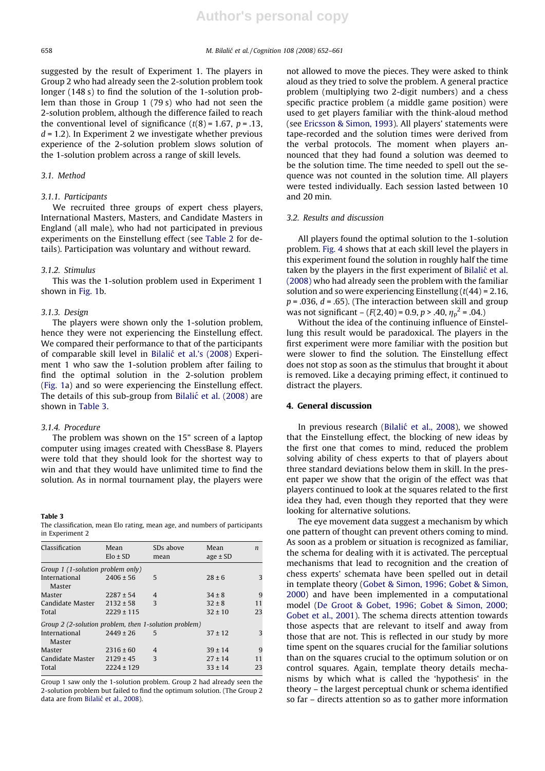suggested by the result of Experiment 1. The players in Group 2 who had already seen the 2-solution problem took longer (148 s) to find the solution of the 1-solution problem than those in Group 1 (79 s) who had not seen the 2-solution problem, although the difference failed to reach the conventional level of significance ($t(8) = 1.67$, $p = .13$, $d = 1.2$). In Experiment 2 we investigate whether previous experience of the 2-solution problem slows solution of the 1-solution problem across a range of skill levels.

### 3.1. Method

#### 3.1.1. Participants

We recruited three groups of expert chess players, International Masters, Masters, and Candidate Masters in England (all male), who had not participated in previous experiments on the Einstellung effect (see Table 2 for details). Participation was voluntary and without reward.

#### 3.1.2. Stimulus

This was the 1-solution problem used in Experiment 1 shown in Fig. 1b.

#### 3.1.3. Design

The players were shown only the 1-solution problem, hence they were not experiencing the Einstellung effect. We compared their performance to that of the participants of comparable skill level in Bilalić et al.'s (2008) Experiment 1 who saw the 1-solution problem after failing to find the optimal solution in the 2-solution problem (Fig. 1a) and so were experiencing the Einstellung effect. The details of this sub-group from Bilalić et al. (2008) are shown in Table 3.

#### 3.1.4. Procedure

The problem was shown on the 15" screen of a laptop computer using images created with ChessBase 8. Players were told that they should look for the shortest way to win and that they would have unlimited time to find the solution. As in normal tournament play, the players were not allowed to move the pieces. They were asked to think aloud as they tried to solve the problem. A general practice problem (multiplying two 2-digit numbers) and a chess specific practice problem (a middle game position) were used to get players familiar with the think-aloud method (see Ericsson & Simon, 1993). All players' statements were tape-recorded and the solution times were derived from the verbal protocols. The moment when players announced that they had found a solution was deemed to be the solution time. The time needed to spell out the sequence was not counted in the solution time. All players were tested individually. Each session lasted between 10 and 20 min.

**Table 3**
The classification, mean Elo rating, mean age, and numbers of participants in Experiment 2

| Classification | Mean Elo ± SD | SDs above mean | Mean age ± SD | *n* |
|---|---|---|---|---|
| *Group 1 (1-solution problem only)* | | | | |
| International Master | 2406 ± 56 | 5 | 28 ± 6 | 3 |
| Master | 2287 ± 54 | 4 | 34 ± 8 | 9 |
| Candidate Master | 2132 ± 58 | 3 | 32 ± 8 | 11 |
| Total | 2229 ± 115 | | 32 ± 10 | 23 |
| *Group 2 (2-solution problem, then 1-solution problem)* | | | | |
| International Master | 2449 ± 26 | 5 | 37 ± 12 | 3 |
| Master | 2316 ± 60 | 4 | 39 ± 14 | 9 |
| Candidate Master | 2129 ± 45 | 3 | 27 ± 14 | 11 |
| Total | 2224 ± 129 | | 33 ± 14 | 23 |

Group 1 saw only the 1-solution problem. Group 2 had already seen the 2-solution problem but failed to find the optimum solution. (The Group 2 data are from Bilalić et al., 2008).

### 3.2. Results and discussion

All players found the optimal solution to the 1-solution problem. Fig. 4 shows that at each skill level the players in this experiment found the solution in roughly half the time taken by the players in the first experiment of Bilalić et al. (2008) who had already seen the problem with the familiar solution and so were experiencing Einstellung ($t(44) = 2.16$, $p = .036$, $d = .65$). (The interaction between skill and group was not significant – ($F(2,40) = 0.9$, $p > .40$, $\eta_p^2 = .04$.)

Without the idea of the continuing influence of Einstellung this result would be paradoxical. The players in the first experiment were more familiar with the position but were slower to find the solution. The Einstellung effect does not stop as soon as the stimulus that brought it about is removed. Like a decaying priming effect, it continued to distract the players.

## 4. General discussion

In previous research (Bilalić et al., 2008), we showed that the Einstellung effect, the blocking of new ideas by the first one that comes to mind, reduced the problem solving ability of chess experts to that of players about three standard deviations below them in skill. In the present paper we show that the origin of the effect was that players continued to look at the squares related to the first idea they had, even though they reported that they were looking for alternative solutions.

The eye movement data suggest a mechanism by which one pattern of thought can prevent others coming to mind. As soon as a problem or situation is recognized as familiar, the schema for dealing with it is activated. The perceptual mechanisms that lead to recognition and the creation of chess experts' schemata have been spelled out in detail in template theory (Gobet & Simon, 1996; Gobet & Simon, 2000) and have been implemented in a computational model (De Groot & Gobet, 1996; Gobet & Simon, 2000; Gobet et al., 2001). The schema directs attention towards those aspects that are relevant to itself and away from those that are not. This is reflected in our study by more time spent on the squares crucial for the familiar solutions than on the squares crucial to the optimum solution or on control squares. Again, template theory details mechanisms by which what is called the 'hypothesis' in the theory – the largest perceptual chunk or schema identified so far – directs attention so as to gather more information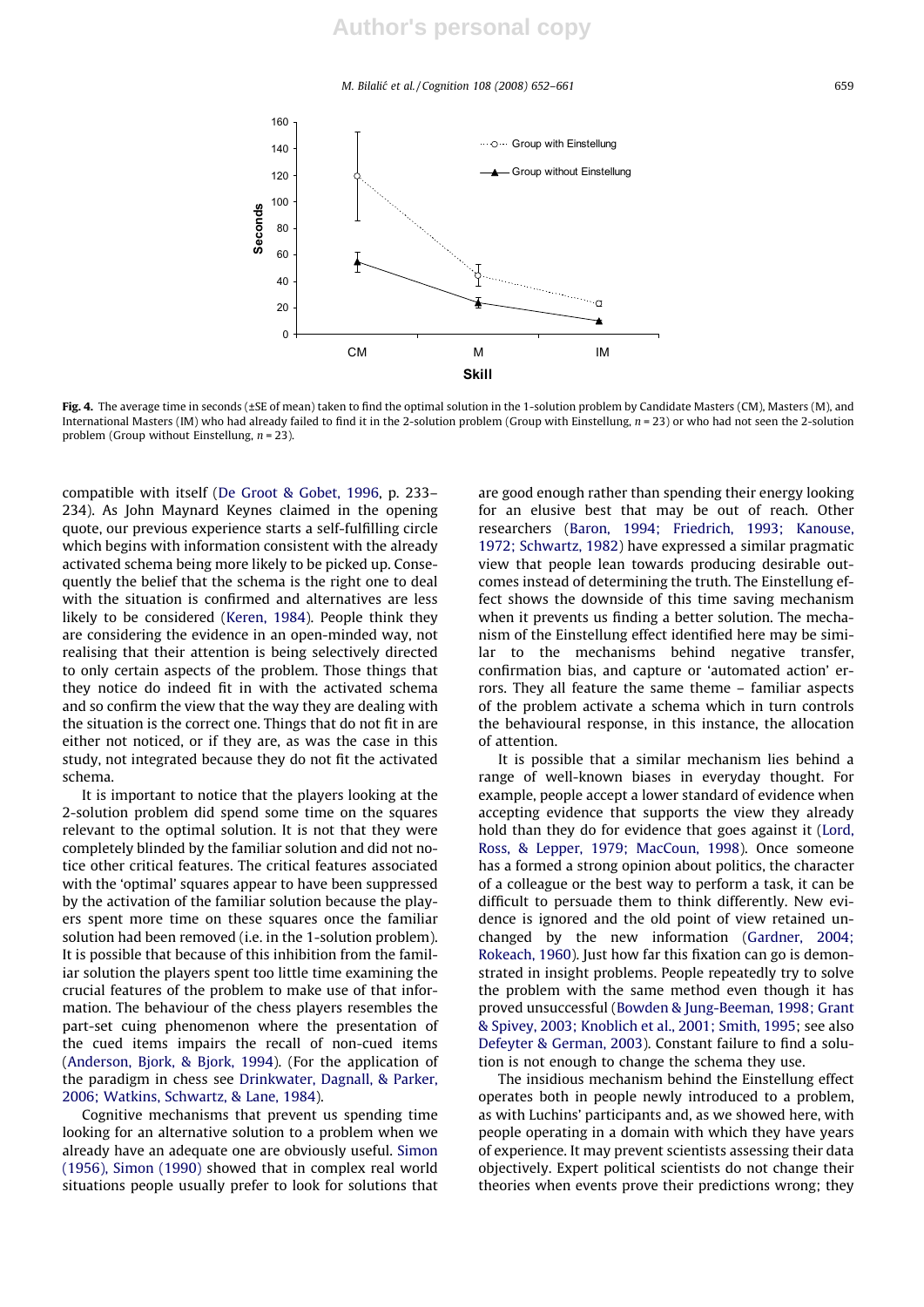160
140
120
100
80
60
40
20
0

Seconds

Group with Einstellung

Group without Einstellung

CM
M
IM

Skill

**Fig. 4.** The average time in seconds (±SE of mean) taken to find the optimal solution in the 1-solution problem by Candidate Masters (CM), Masters (M), and International Masters (IM) who had already failed to find it in the 2-solution problem (Group with Einstellung, $n = 23$) or who had not seen the 2-solution problem (Group without Einstellung, $n = 23$).

compatible with itself (De Groot & Gobet, 1996, p. 233–234). As John Maynard Keynes claimed in the opening quote, our previous experience starts a self-fulfilling circle which begins with information consistent with the already activated schema being more likely to be picked up. Consequently the belief that the schema is the right one to deal with the situation is confirmed and alternatives are less likely to be considered (Keren, 1984). People think they are considering the evidence in an open-minded way, not realising that their attention is being selectively directed to only certain aspects of the problem. Those things that they notice do indeed fit in with the activated schema and so confirm the view that the way they are dealing with the situation is the correct one. Things that do not fit in are either not noticed, or if they are, as was the case in this study, not integrated because they do not fit the activated schema.

It is important to notice that the players looking at the 2-solution problem did spend some time on the squares relevant to the optimal solution. It is not that they were completely blinded by the familiar solution and did not notice other critical features. The critical features associated with the 'optimal' squares appear to have been suppressed by the activation of the familiar solution because the players spent more time on these squares once the familiar solution had been removed (i.e. in the 1-solution problem). It is possible that because of this inhibition from the familiar solution the players spent too little time examining the crucial features of the problem to make use of that information. The behaviour of the chess players resembles the part-set cuing phenomenon where the presentation of the cued items impairs the recall of non-cued items (Anderson, Bjork, & Bjork, 1994). (For the application of the paradigm in chess see Drinkwater, Dagnall, & Parker, 2006; Watkins, Schwartz, & Lane, 1984).

Cognitive mechanisms that prevent us spending time looking for an alternative solution to a problem when we already have an adequate one are obviously useful. Simon (1956), Simon (1990) showed that in complex real world situations people usually prefer to look for solutions that are good enough rather than spending their energy looking for an elusive best that may be out of reach. Other researchers (Baron, 1994; Friedrich, 1993; Kanouse, 1972; Schwartz, 1982) have expressed a similar pragmatic view that people lean towards producing desirable outcomes instead of determining the truth. The Einstellung effect shows the downside of this time saving mechanism when it prevents us finding a better solution. The mechanism of the Einstellung effect identified here may be similar to the mechanisms behind negative transfer, confirmation bias, and capture or 'automated action' errors. They all feature the same theme – familiar aspects of the problem activate a schema which in turn controls the behavioural response, in this instance, the allocation of attention.

It is possible that a similar mechanism lies behind a range of well-known biases in everyday thought. For example, people accept a lower standard of evidence when accepting evidence that supports the view they already hold than they do for evidence that goes against it (Lord, Ross, & Lepper, 1979; MacCoun, 1998). Once someone has a formed a strong opinion about politics, the character of a colleague or the best way to perform a task, it can be difficult to persuade them to think differently. New evidence is ignored and the old point of view retained unchanged by the new information (Gardner, 2004; Rokeach, 1960). Just how far this fixation can go is demonstrated in insight problems. People repeatedly try to solve the problem with the same method even though it has proved unsuccessful (Bowden & Jung-Beeman, 1998; Grant & Spivey, 2003; Knoblich et al., 2001; Smith, 1995; see also Defeyter & German, 2003). Constant failure to find a solution is not enough to change the schema they use.

The insidious mechanism behind the Einstellung effect operates both in people newly introduced to a problem, as with Luchins' participants and, as we showed here, with people operating in a domain with which they have years of experience. It may prevent scientists assessing their data objectively. Expert political scientists do not change their theories when events prove their predictions wrong; they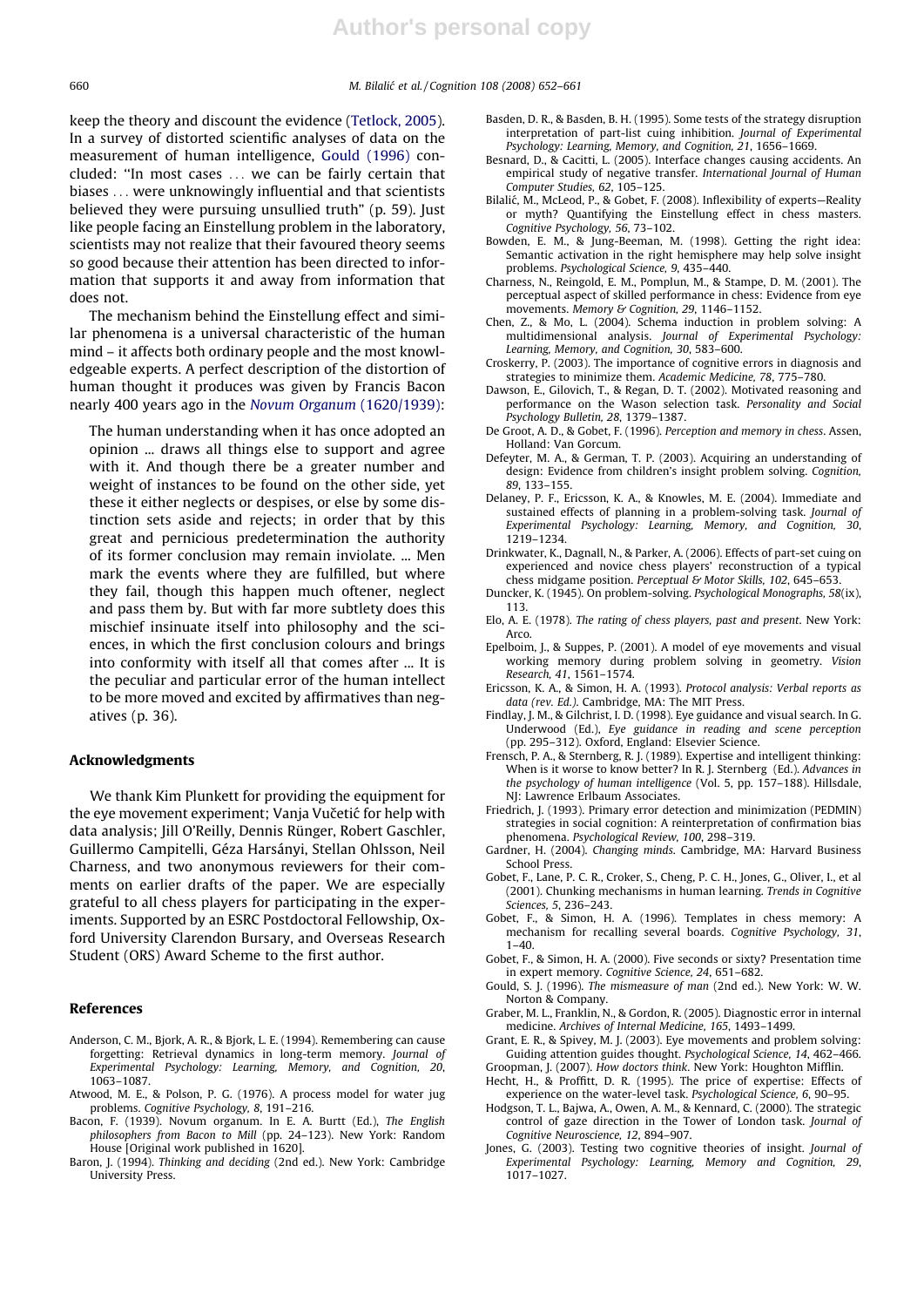keep the theory and discount the evidence (Tetlock, 2005). In a survey of distorted scientific analyses of data on the measurement of human intelligence, Gould (1996) concluded: "In most cases ... we can be fairly certain that biases ... were unknowingly influential and that scientists believed they were pursuing unsullied truth" (p. 59). Just like people facing an Einstellung problem in the laboratory, scientists may not realize that their favoured theory seems so good because their attention has been directed to information that supports it and away from information that does not.

The mechanism behind the Einstellung effect and similar phenomena is a universal characteristic of the human mind – it affects both ordinary people and the most knowledgeable experts. A perfect description of the distortion of human thought it produces was given by Francis Bacon nearly 400 years ago in the *Novum Organum* (1620/1939):

> The human understanding when it has once adopted an opinion ... draws all things else to support and agree with it. And though there be a greater number and weight of instances to be found on the other side, yet these it either neglects or despises, or else by some distinction sets aside and rejects; in order that by this great and pernicious predetermination the authority of its former conclusion may remain inviolate. ... Men mark the events where they are fulfilled, but where they fail, though this happen much oftener, neglect and pass them by. But with far more subtlety does this mischief insinuate itself into philosophy and the sciences, in which the first conclusion colours and brings into conformity with itself all that comes after ... It is the peculiar and particular error of the human intellect to be more moved and excited by affirmatives than negatives (p. 36).

## Acknowledgments

We thank Kim Plunkett for providing the equipment for the eye movement experiment; Vanja Vučetić for help with data analysis; Jill O'Reilly, Dennis Rünger, Robert Gaschler, Guillermo Campitelli, Géza Harsányi, Stellan Ohlsson, Neil Charness, and two anonymous reviewers for their comments on earlier drafts of the paper. We are especially grateful to all chess players for participating in the experiments. Supported by an ESRC Postdoctoral Fellowship, Oxford University Clarendon Bursary, and Overseas Research Student (ORS) Award Scheme to the first author.

## References

Anderson, C. M., Bjork, A. R., & Bjork, L. E. (1994). Remembering can cause forgetting: Retrieval dynamics in long-term memory. *Journal of Experimental Psychology: Learning, Memory, and Cognition, 20*, 1063–1087.

Atwood, M. E., & Polson, P. G. (1976). A process model for water jug problems. *Cognitive Psychology, 8*, 191–216.

Bacon, F. (1939). Novum organum. In E. A. Burtt (Ed.), *The English philosophers from Bacon to Mill* (pp. 24–123). New York: Random House [Original work published in 1620].

Baron, J. (1994). *Thinking and deciding* (2nd ed.). New York: Cambridge University Press.

Basden, D. R., & Basden, B. H. (1995). Some tests of the strategy disruption interpretation of part-list cuing inhibition. *Journal of Experimental Psychology: Learning, Memory, and Cognition, 21*, 1656–1669.

Besnard, D., & Cacitti, L. (2005). Interface changes causing accidents. An empirical study of negative transfer. *International Journal of Human Computer Studies, 62*, 105–125.

Bilalić, M., McLeod, P., & Gobet, F. (2008). Inflexibility of experts—Reality or myth? Quantifying the Einstellung effect in chess masters. *Cognitive Psychology, 56*, 73–102.

Bowden, E. M., & Jung-Beeman, M. (1998). Getting the right idea: Semantic activation in the right hemisphere may help solve insight problems. *Psychological Science, 9*, 435–440.

Charness, N., Reingold, E. M., Pomplun, M., & Stampe, D. M. (2001). The perceptual aspect of skilled performance in chess: Evidence from eye movements. *Memory & Cognition, 29*, 1146–1152.

Chen, Z., & Mo, L. (2004). Schema induction in problem solving: A multidimensional analysis. *Journal of Experimental Psychology: Learning, Memory, and Cognition, 30*, 583–600.

Croskerry, P. (2003). The importance of cognitive errors in diagnosis and strategies to minimize them. *Academic Medicine, 78*, 775–780.

Dawson, E., Gilovich, T., & Regan, D. T. (2002). Motivated reasoning and performance on the Wason selection task. *Personality and Social Psychology Bulletin, 28*, 1379–1387.

De Groot, A. D., & Gobet, F. (1996). *Perception and memory in chess*. Assen, Holland: Van Gorcum.

Defeyter, M. A., & German, T. P. (2003). Acquiring an understanding of design: Evidence from children's insight problem solving. *Cognition, 89*, 133–155.

Delaney, P. F., Ericsson, K. A., & Knowles, M. E. (2004). Immediate and sustained effects of planning in a problem-solving task. *Journal of Experimental Psychology: Learning, Memory, and Cognition, 30*, 1219–1234.

Drinkwater, K., Dagnall, N., & Parker, A. (2006). Effects of part-set cuing on experienced and novice chess players' reconstruction of a typical chess midgame position. *Perceptual & Motor Skills, 102*, 645–653.

Duncker, K. (1945). On problem-solving. *Psychological Monographs, 58*(ix), 113.

Elo, A. E. (1978). *The rating of chess players, past and present*. New York: Arco.

Epelboim, J., & Suppes, P. (2001). A model of eye movements and visual working memory during problem solving in geometry. *Vision Research, 41*, 1561–1574.

Ericsson, K. A., & Simon, H. A. (1993). *Protocol analysis: Verbal reports as data (rev. Ed.)*. Cambridge, MA: The MIT Press.

Findlay, J. M., & Gilchrist, I. D. (1998). Eye guidance and visual search. In G. Underwood (Ed.), *Eye guidance in reading and scene perception* (pp. 295–312). Oxford, England: Elsevier Science.

Frensch, P. A., & Sternberg, R. J. (1989). Expertise and intelligent thinking: When is it worse to know better? In R. J. Sternberg (Ed.), *Advances in the psychology of human intelligence* (Vol. 5, pp. 157–188). Hillsdale, NJ: Lawrence Erlbaum Associates.

Friedrich, J. (1993). Primary error detection and minimization (PEDMIN) strategies in social cognition: A reinterpretation of confirmation bias phenomena. *Psychological Review, 100*, 298–319.

Gardner, H. (2004). *Changing minds*. Cambridge, MA: Harvard Business School Press.

Gobet, F., Lane, P. C. R., Croker, S., Cheng, P. C. H., Jones, G., Oliver, I., et al (2001). Chunking mechanisms in human learning. *Trends in Cognitive Sciences, 5*, 236–243.

Gobet, F., & Simon, H. A. (1996). Templates in chess memory: A mechanism for recalling several boards. *Cognitive Psychology, 31*, 1–40.

Gobet, F., & Simon, H. A. (2000). Five seconds or sixty? Presentation time in expert memory. *Cognitive Science, 24*, 651–682.

Gould, S. J. (1996). *The mismeasure of man* (2nd ed.). New York: W. W. Norton & Company.

Graber, M. L., Franklin, N., & Gordon, R. (2005). Diagnostic error in internal medicine. *Archives of Internal Medicine, 165*, 1493–1499.

Grant, E. R., & Spivey, M. J. (2003). Eye movements and problem solving: Guiding attention guides thought. *Psychological Science, 14*, 462–466.

Groopman, J. (2007). *How doctors think*. New York: Houghton Mifflin.

Hecht, H., & Proffitt, D. R. (1995). The price of expertise: Effects of experience on the water-level task. *Psychological Science, 6*, 90–95.

Hodgson, T. L., Bajwa, A., Owen, A. M., & Kennard, C. (2000). The strategic control of gaze direction in the Tower of London task. *Journal of Cognitive Neuroscience, 12*, 894–907.

Jones, G. (2003). Testing two cognitive theories of insight. *Journal of Experimental Psychology: Learning, Memory and Cognition, 29*, 1017–1027.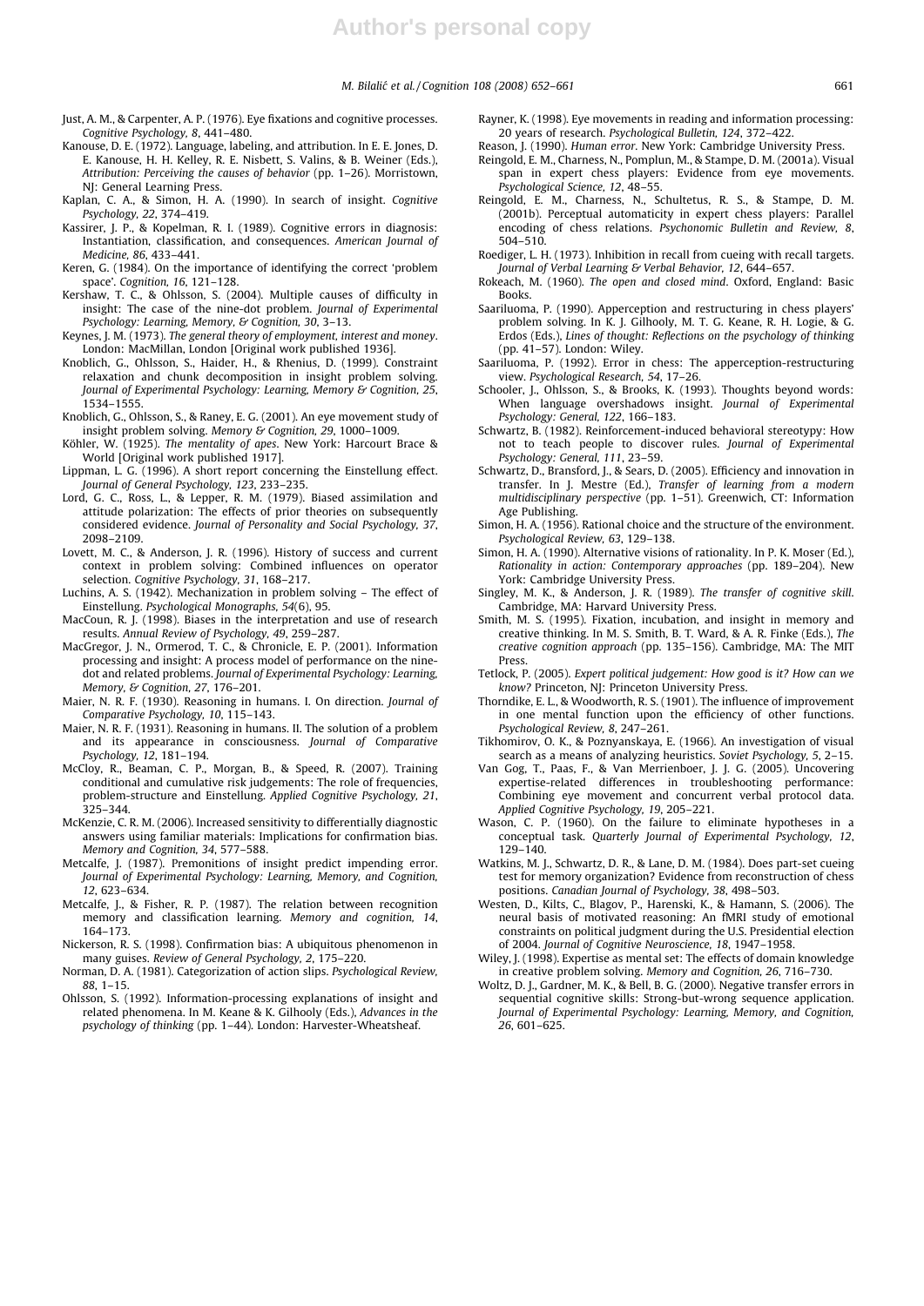Just, A. M., & Carpenter, A. P. (1976). Eye fixations and cognitive processes. *Cognitive Psychology, 8*, 441–480.

Kanouse, D. E. (1972). Language, labeling, and attribution. In E. E. Jones, D. E. Kanouse, H. H. Kelley, R. E. Nisbett, S. Valins, & B. Weiner (Eds.), *Attribution: Perceiving the causes of behavior* (pp. 1–26). Morristown, NJ: General Learning Press.

Kaplan, C. A., & Simon, H. A. (1990). In search of insight. *Cognitive Psychology, 22*, 374–419.

Kassirer, J. P., & Kopelman, R. I. (1989). Cognitive errors in diagnosis: Instantiation, classification, and consequences. *American Journal of Medicine, 86*, 433–441.

Keren, G. (1984). On the importance of identifying the correct 'problem space'. *Cognition, 16*, 121–128.

Kershaw, T. C., & Ohlsson, S. (2004). Multiple causes of difficulty in insight: The case of the nine-dot problem. *Journal of Experimental Psychology: Learning, Memory, & Cognition, 30*, 3–13.

Keynes, J. M. (1973). *The general theory of employment, interest and money*. London: MacMillan, London [Original work published 1936].

Knoblich, G., Ohlsson, S., Haider, H., & Rhenius, D. (1999). Constraint relaxation and chunk decomposition in insight problem solving. *Journal of Experimental Psychology: Learning, Memory & Cognition, 25*, 1534–1555.

Knoblich, G., Ohlsson, S., & Raney, E. G. (2001). An eye movement study of insight problem solving. *Memory & Cognition, 29*, 1000–1009.

Köhler, W. (1925). *The mentality of apes*. New York: Harcourt Brace & World [Original work published 1917].

Lippman, L. G. (1996). A short report concerning the Einstellung effect. *Journal of General Psychology, 123*, 233–235.

Lord, G. C., Ross, L., & Lepper, R. M. (1979). Biased assimilation and attitude polarization: The effects of prior theories on subsequently considered evidence. *Journal of Personality and Social Psychology, 37*, 2098–2109.

Lovett, M. C., & Anderson, J. R. (1996). History of success and current context in problem solving: Combined influences on operator selection. *Cognitive Psychology, 31*, 168–217.

Luchins, A. S. (1942). Mechanization in problem solving – The effect of Einstellung. *Psychological Monographs, 54*(6), 95.

MacCoun, R. J. (1998). Biases in the interpretation and use of research results. *Annual Review of Psychology, 49*, 259–287.

MacGregor, J. N., Ormerod, T. C., & Chronicle, E. P. (2001). Information processing and insight: A process model of performance on the nine-dot and related problems. *Journal of Experimental Psychology: Learning, Memory, & Cognition, 27*, 176–201.

Maier, N. R. F. (1930). Reasoning in humans. I. On direction. *Journal of Comparative Psychology, 10*, 115–143.

Maier, N. R. F. (1931). Reasoning in humans. II. The solution of a problem and its appearance in consciousness. *Journal of Comparative Psychology, 12*, 181–194.

McCloy, R., Beaman, C. P., Morgan, B., & Speed, R. (2007). Training conditional and cumulative risk judgements: The role of frequencies, problem-structure and Einstellung. *Applied Cognitive Psychology, 21*, 325–344.

McKenzie, C. R. M. (2006). Increased sensitivity to differentially diagnostic answers using familiar materials: Implications for confirmation bias. *Memory and Cognition, 34*, 577–588.

Metcalfe, J. (1987). Premonitions of insight predict impending error. *Journal of Experimental Psychology: Learning, Memory, and Cognition, 12*, 623–634.

Metcalfe, J., & Fisher, R. P. (1987). The relation between recognition memory and classification learning. *Memory and cognition, 14*, 164–173.

Nickerson, R. S. (1998). Confirmation bias: A ubiquitous phenomenon in many guises. *Review of General Psychology, 2*, 175–220.

Norman, D. A. (1981). Categorization of action slips. *Psychological Review, 88*, 1–15.

Ohlsson, S. (1992). Information-processing explanations of insight and related phenomena. In M. Keane & K. Gilhooly (Eds.), *Advances in the psychology of thinking* (pp. 1–44). London: Harvester-Wheatsheaf.

Rayner, K. (1998). Eye movements in reading and information processing: 20 years of research. *Psychological Bulletin, 124*, 372–422.

Reason, J. (1990). *Human error*. New York: Cambridge University Press.

Reingold, E. M., Charness, N., Pomplun, M., & Stampe, D. M. (2001a). Visual span in expert chess players: Evidence from eye movements. *Psychological Science, 12*, 48–55.

Reingold, E. M., Charness, N., Schultetus, R. S., & Stampe, D. M. (2001b). Perceptual automaticity in expert chess players: Parallel encoding of chess relations. *Psychonomic Bulletin and Review, 8*, 504–510.

Roediger, L. H. (1973). Inhibition in recall from cueing with recall targets. *Journal of Verbal Learning & Verbal Behavior, 12*, 644–657.

Rokeach, M. (1960). *The open and closed mind*. Oxford, England: Basic Books.

Saariluoma, P. (1990). Apperception and restructuring in chess players' problem solving. In K. J. Gilhooly, M. T. G. Keane, R. H. Logie, & G. Erdos (Eds.), *Lines of thought: Reflections on the psychology of thinking* (pp. 41–57). London: Wiley.

Saariluoma, P. (1992). Error in chess: The apperception-restructuring view. *Psychological Research, 54*, 17–26.

Schooler, J., Ohlsson, S., & Brooks, K. (1993). Thoughts beyond words: When language overshadows insight. *Journal of Experimental Psychology: General, 122*, 166–183.

Schwartz, B. (1982). Reinforcement-induced behavioral stereotypy: How not to teach people to discover rules. *Journal of Experimental Psychology: General, 111*, 23–59.

Schwartz, D., Bransford, J., & Sears, D. (2005). Efficiency and innovation in transfer. In J. Mestre (Ed.), *Transfer of learning from a modern multidisciplinary perspective* (pp. 1–51). Greenwich, CT: Information Age Publishing.

Simon, H. A. (1956). Rational choice and the structure of the environment. *Psychological Review, 63*, 129–138.

Simon, H. A. (1990). Alternative visions of rationality. In P. K. Moser (Ed.), *Rationality in action: Contemporary approaches* (pp. 189–204). New York: Cambridge University Press.

Singley, M. K., & Anderson, J. R. (1989). *The transfer of cognitive skill*. Cambridge, MA: Harvard University Press.

Smith, M. S. (1995). Fixation, incubation, and insight in memory and creative thinking. In M. S. Smith, B. T. Ward, & A. R. Finke (Eds.), *The creative cognition approach* (pp. 135–156). Cambridge, MA: The MIT Press.

Tetlock, P. (2005). *Expert political judgement: How good is it? How can we know?* Princeton, NJ: Princeton University Press.

Thorndike, E. L., & Woodworth, R. S. (1901). The influence of improvement in one mental function upon the efficiency of other functions. *Psychological Review, 8*, 247–261.

Tikhomirov, O. K., & Poznyanskaya, E. (1966). An investigation of visual search as a means of analyzing heuristics. *Soviet Psychology, 5*, 2–15.

Van Gog, T., Paas, F., & Van Merrienboer, J. J. G. (2005). Uncovering expertise-related differences in troubleshooting performance: Combining eye movement and concurrent verbal protocol data. *Applied Cognitive Psychology, 19*, 205–221.

Wason, C. P. (1960). On the failure to eliminate hypotheses in a conceptual task. *Quarterly Journal of Experimental Psychology, 12*, 129–140.

Watkins, M. J., Schwartz, D. R., & Lane, D. M. (1984). Does part-set cueing test for memory organization? Evidence from reconstruction of chess positions. *Canadian Journal of Psychology, 38*, 498–503.

Westen, D., Kilts, C., Blagov, P., Harenski, K., & Hamann, S. (2006). The neural basis of motivated reasoning: An fMRI study of emotional constraints on political judgment during the U.S. Presidential election of 2004. *Journal of Cognitive Neuroscience, 18*, 1947–1958.

Wiley, J. (1998). Expertise as mental set: The effects of domain knowledge in creative problem solving. *Memory and Cognition, 26*, 716–730.

Woltz, D. J., Gardner, M. K., & Bell, B. G. (2000). Negative transfer errors in sequential cognitive skills: Strong-but-wrong sequence application. *Journal of Experimental Psychology: Learning, Memory, and Cognition, 26*, 601–625.